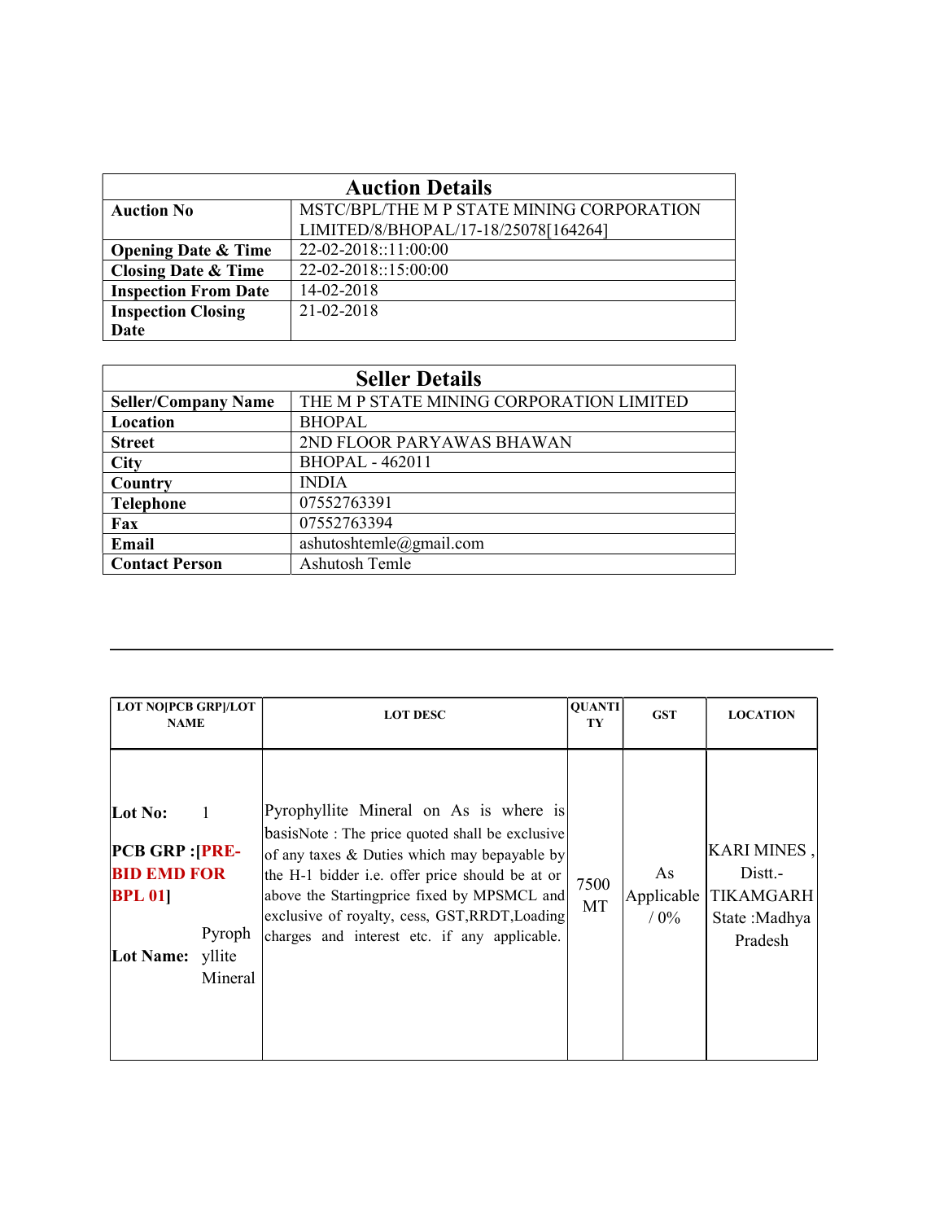| Auction Details | |
|---|---|
| **Auction No** | MSTC/BPL/THE M P STATE MINING CORPORATION LIMITED/8/BHOPAL/17-18/25078[164264] |
| **Opening Date & Time** | 22-02-2018::11:00:00 |
| **Closing Date & Time** | 22-02-2018::15:00:00 |
| **Inspection From Date** | 14-02-2018 |
| **Inspection Closing Date** | 21-02-2018 |

| Seller Details | |
|---|---|
| **Seller/Company Name** | THE M P STATE MINING CORPORATION LIMITED |
| **Location** | BHOPAL |
| **Street** | 2ND FLOOR PARYAWAS BHAWAN |
| **City** | BHOPAL - 462011 |
| **Country** | INDIA |
| **Telephone** | 07552763391 |
| **Fax** | 07552763394 |
| **Email** | ashutoshtemle@gmail.com |
| **Contact Person** | Ashutosh Temle |

---

| LOT NO[PCB GRP]/LOT NAME | LOT DESC | QUANTITY | GST | LOCATION |
|---|---|---|---|---|
| **Lot No:** 1 **PCB GRP :[PRE-BID EMD FOR BPL 01]** **Lot Name:** Pyrophyllite Mineral | Pyrophyllite Mineral on As is where is basisNote : The price quoted shall be exclusive of any taxes & Duties which may bepayable by the H-1 bidder i.e. offer price should be at or above the Startingprice fixed by MPSMCL and exclusive of royalty, cess, GST,RRDT,Loading charges and interest etc. if any applicable. | 7500 MT | As Applicable / 0% | KARI MINES , Distt.- TIKAMGARH State :Madhya Pradesh |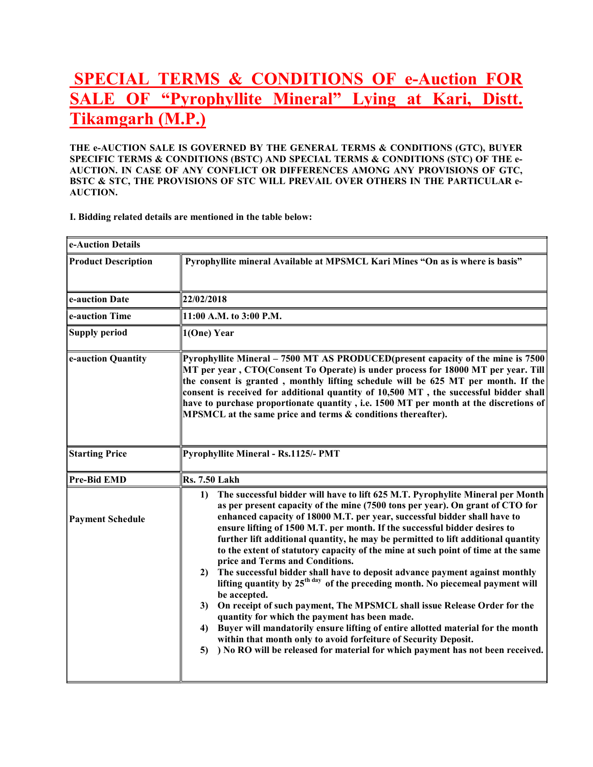# SPECIAL TERMS & CONDITIONS OF e-Auction FOR SALE OF "Pyrophyllite Mineral" Lying at Kari, Distt. Tikamgarh (M.P.)

**THE e-AUCTION SALE IS GOVERNED BY THE GENERAL TERMS & CONDITIONS (GTC), BUYER SPECIFIC TERMS & CONDITIONS (BSTC) AND SPECIAL TERMS & CONDITIONS (STC) OF THE e-AUCTION. IN CASE OF ANY CONFLICT OR DIFFERENCES AMONG ANY PROVISIONS OF GTC, BSTC & STC, THE PROVISIONS OF STC WILL PREVAIL OVER OTHERS IN THE PARTICULAR e-AUCTION.**

**I. Bidding related details are mentioned in the table below:**

| e-Auction Details | |
|---|---|
| **Product Description** | **Pyrophyllite mineral Available at MPSMCL Kari Mines "On as is where is basis"** |
| **e-auction Date** | **22/02/2018** |
| **e-auction Time** | **11:00 A.M. to 3:00 P.M.** |
| **Supply period** | **1(One) Year** |
| **e-auction Quantity** | **Pyrophyllite Mineral – 7500 MT AS PRODUCED(present capacity of the mine is 7500 MT per year , CTO(Consent To Operate) is under process for 18000 MT per year. Till the consent is granted , monthly lifting schedule will be 625 MT per month. If the consent is received for additional quantity of 10,500 MT , the successful bidder shall have to purchase proportionate quantity , i.e. 1500 MT per month at the discretions of MPSMCL at the same price and terms & conditions thereafter).** |
| **Starting Price** | **Pyrophyllite Mineral - Rs.1125/- PMT** |
| **Pre-Bid EMD** | **Rs. 7.50 Lakh** |
| **Payment Schedule** | **1) The successful bidder will have to lift 625 M.T. Pyrophylite Mineral per Month as per present capacity of the mine (7500 tons per year). On grant of CTO for enhanced capacity of 18000 M.T. per year, successful bidder shall have to ensure lifting of 1500 M.T. per month. If the successful bidder desires to further lift additional quantity, he may be permitted to lift additional quantity to the extent of statutory capacity of the mine at such point of time at the same price and Terms and Conditions.** <br> **2) The successful bidder shall have to deposit advance payment against monthly lifting quantity by 25th day of the preceding month. No piecemeal payment will be accepted.** <br> **3) On receipt of such payment, The MPSMCL shall issue Release Order for the quantity for which the payment has been made.** <br> **4) Buyer will mandatorily ensure lifting of entire allotted material for the month within that month only to avoid forfeiture of Security Deposit.** <br> **5) ) No RO will be released for material for which payment has not been received.** |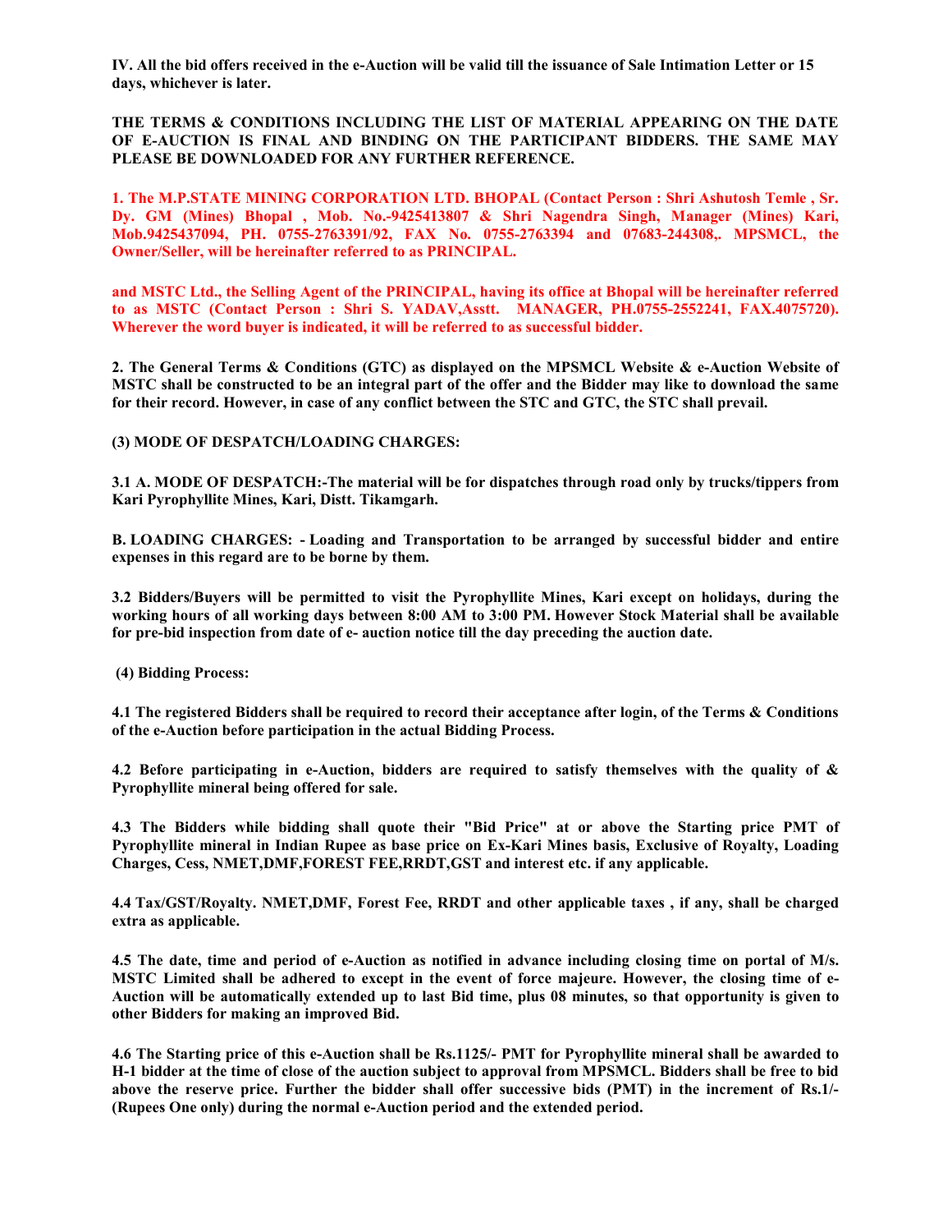**IV. All the bid offers received in the e-Auction will be valid till the issuance of Sale Intimation Letter or 15 days, whichever is later.**

**THE TERMS & CONDITIONS INCLUDING THE LIST OF MATERIAL APPEARING ON THE DATE OF E-AUCTION IS FINAL AND BINDING ON THE PARTICIPANT BIDDERS. THE SAME MAY PLEASE BE DOWNLOADED FOR ANY FURTHER REFERENCE.**

**1. The M.P.STATE MINING CORPORATION LTD. BHOPAL (Contact Person : Shri Ashutosh Temle , Sr. Dy. GM (Mines) Bhopal , Mob. No.-9425413807 & Shri Nagendra Singh, Manager (Mines) Kari, Mob.9425437094, PH. 0755-2763391/92, FAX No. 0755-2763394 and 07683-244308,. MPSMCL, the Owner/Seller, will be hereinafter referred to as PRINCIPAL.**

**and MSTC Ltd., the Selling Agent of the PRINCIPAL, having its office at Bhopal will be hereinafter referred to as MSTC (Contact Person : Shri S. YADAV,Asstt. MANAGER, PH.0755-2552241, FAX.4075720). Wherever the word buyer is indicated, it will be referred to as successful bidder.**

**2. The General Terms & Conditions (GTC) as displayed on the MPSMCL Website & e-Auction Website of MSTC shall be constructed to be an integral part of the offer and the Bidder may like to download the same for their record. However, in case of any conflict between the STC and GTC, the STC shall prevail.**

**(3) MODE OF DESPATCH/LOADING CHARGES:**

**3.1 A. MODE OF DESPATCH:-The material will be for dispatches through road only by trucks/tippers from Kari Pyrophyllite Mines, Kari, Distt. Tikamgarh.**

**B. LOADING CHARGES: - Loading and Transportation to be arranged by successful bidder and entire expenses in this regard are to be borne by them.**

**3.2 Bidders/Buyers will be permitted to visit the Pyrophyllite Mines, Kari except on holidays, during the working hours of all working days between 8:00 AM to 3:00 PM. However Stock Material shall be available for pre-bid inspection from date of e- auction notice till the day preceding the auction date.**

**(4) Bidding Process:**

**4.1 The registered Bidders shall be required to record their acceptance after login, of the Terms & Conditions of the e-Auction before participation in the actual Bidding Process.**

**4.2 Before participating in e-Auction, bidders are required to satisfy themselves with the quality of & Pyrophyllite mineral being offered for sale.**

**4.3 The Bidders while bidding shall quote their "Bid Price" at or above the Starting price PMT of Pyrophyllite mineral in Indian Rupee as base price on Ex-Kari Mines basis, Exclusive of Royalty, Loading Charges, Cess, NMET,DMF,FOREST FEE,RRDT,GST and interest etc. if any applicable.**

**4.4 Tax/GST/Royalty. NMET,DMF, Forest Fee, RRDT and other applicable taxes , if any, shall be charged extra as applicable.**

**4.5 The date, time and period of e-Auction as notified in advance including closing time on portal of M/s. MSTC Limited shall be adhered to except in the event of force majeure. However, the closing time of e-Auction will be automatically extended up to last Bid time, plus 08 minutes, so that opportunity is given to other Bidders for making an improved Bid.**

**4.6 The Starting price of this e-Auction shall be Rs.1125/- PMT for Pyrophyllite mineral shall be awarded to H-1 bidder at the time of close of the auction subject to approval from MPSMCL. Bidders shall be free to bid above the reserve price. Further the bidder shall offer successive bids (PMT) in the increment of Rs.1/- (Rupees One only) during the normal e-Auction period and the extended period.**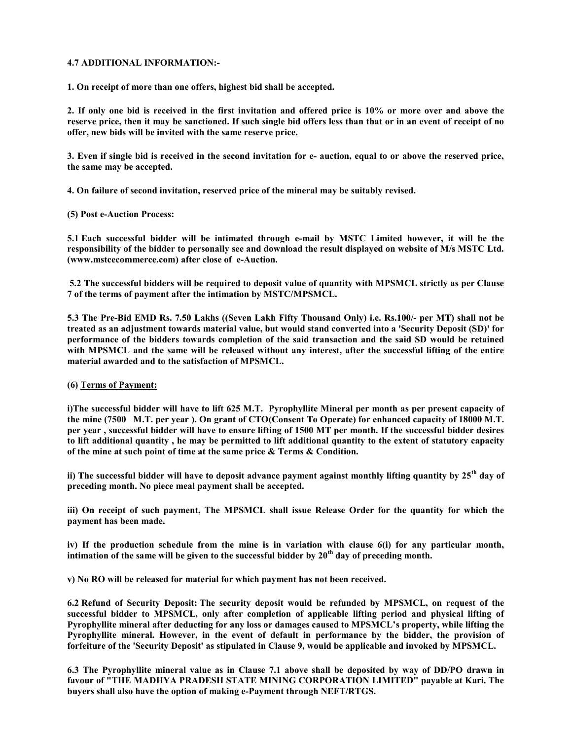**4.7 ADDITIONAL INFORMATION:-**

**1. On receipt of more than one offers, highest bid shall be accepted.**

**2. If only one bid is received in the first invitation and offered price is 10% or more over and above the reserve price, then it may be sanctioned. If such single bid offers less than that or in an event of receipt of no offer, new bids will be invited with the same reserve price.**

**3. Even if single bid is received in the second invitation for e- auction, equal to or above the reserved price, the same may be accepted.**

**4. On failure of second invitation, reserved price of the mineral may be suitably revised.**

**(5) Post e-Auction Process:**

**5.1 Each successful bidder will be intimated through e-mail by MSTC Limited however, it will be the responsibility of the bidder to personally see and download the result displayed on website of M/s MSTC Ltd. (www.mstcecommerce.com) after close of e-Auction.**

**5.2 The successful bidders will be required to deposit value of quantity with MPSMCL strictly as per Clause 7 of the terms of payment after the intimation by MSTC/MPSMCL.**

**5.3 The Pre-Bid EMD Rs. 7.50 Lakhs ((Seven Lakh Fifty Thousand Only) i.e. Rs.100/- per MT) shall not be treated as an adjustment towards material value, but would stand converted into a 'Security Deposit (SD)' for performance of the bidders towards completion of the said transaction and the said SD would be retained with MPSMCL and the same will be released without any interest, after the successful lifting of the entire material awarded and to the satisfaction of MPSMCL.**

**(6) Terms of Payment:**

**i)The successful bidder will have to lift 625 M.T. Pyrophyllite Mineral per month as per present capacity of the mine (7500 M.T. per year ). On grant of CTO(Consent To Operate) for enhanced capacity of 18000 M.T. per year , successful bidder will have to ensure lifting of 1500 MT per month. If the successful bidder desires to lift additional quantity , he may be permitted to lift additional quantity to the extent of statutory capacity of the mine at such point of time at the same price & Terms & Condition.**

**ii) The successful bidder will have to deposit advance payment against monthly lifting quantity by 25th day of preceding month. No piece meal payment shall be accepted.**

**iii) On receipt of such payment, The MPSMCL shall issue Release Order for the quantity for which the payment has been made.**

**iv) If the production schedule from the mine is in variation with clause 6(i) for any particular month, intimation of the same will be given to the successful bidder by 20th day of preceding month.**

**v) No RO will be released for material for which payment has not been received.**

**6.2 Refund of Security Deposit: The security deposit would be refunded by MPSMCL, on request of the successful bidder to MPSMCL, only after completion of applicable lifting period and physical lifting of Pyrophyllite mineral after deducting for any loss or damages caused to MPSMCL's property, while lifting the Pyrophyllite mineral. However, in the event of default in performance by the bidder, the provision of forfeiture of the 'Security Deposit' as stipulated in Clause 9, would be applicable and invoked by MPSMCL.**

**6.3 The Pyrophyllite mineral value as in Clause 7.1 above shall be deposited by way of DD/PO drawn in favour of "THE MADHYA PRADESH STATE MINING CORPORATION LIMITED" payable at Kari. The buyers shall also have the option of making e-Payment through NEFT/RTGS.**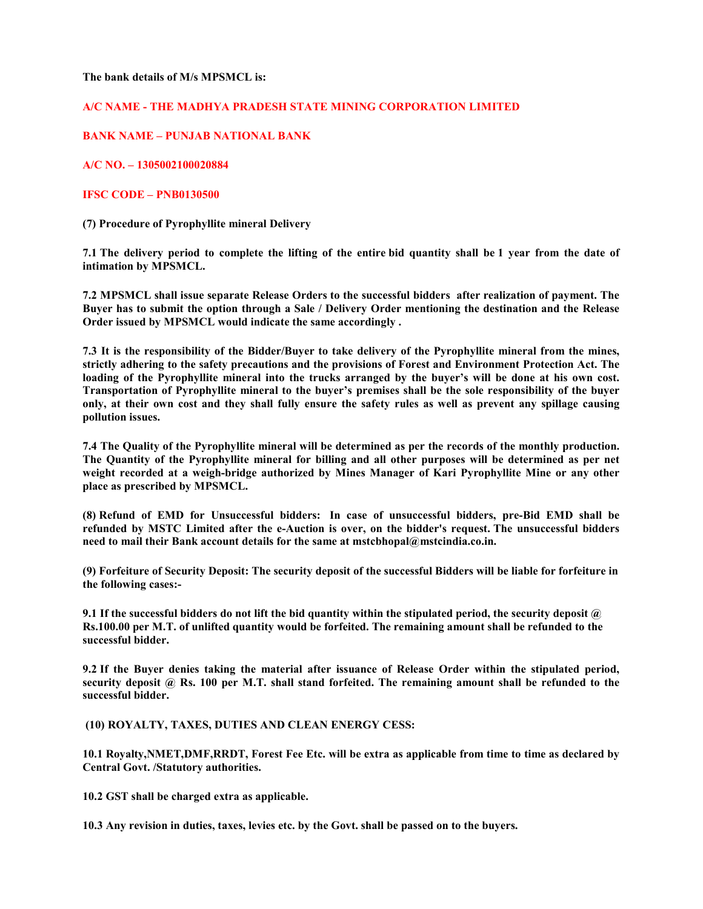**The bank details of M/s MPSMCL is:**

**A/C NAME - THE MADHYA PRADESH STATE MINING CORPORATION LIMITED**

**BANK NAME – PUNJAB NATIONAL BANK**

**A/C NO. – 1305002100020884**

**IFSC CODE – PNB0130500**

**(7) Procedure of Pyrophyllite mineral Delivery**

**7.1 The delivery period to complete the lifting of the entire bid quantity shall be 1 year from the date of intimation by MPSMCL.**

**7.2 MPSMCL shall issue separate Release Orders to the successful bidders after realization of payment. The Buyer has to submit the option through a Sale / Delivery Order mentioning the destination and the Release Order issued by MPSMCL would indicate the same accordingly .**

**7.3 It is the responsibility of the Bidder/Buyer to take delivery of the Pyrophyllite mineral from the mines, strictly adhering to the safety precautions and the provisions of Forest and Environment Protection Act. The loading of the Pyrophyllite mineral into the trucks arranged by the buyer's will be done at his own cost. Transportation of Pyrophyllite mineral to the buyer's premises shall be the sole responsibility of the buyer only, at their own cost and they shall fully ensure the safety rules as well as prevent any spillage causing pollution issues.**

**7.4 The Quality of the Pyrophyllite mineral will be determined as per the records of the monthly production. The Quantity of the Pyrophyllite mineral for billing and all other purposes will be determined as per net weight recorded at a weigh-bridge authorized by Mines Manager of Kari Pyrophyllite Mine or any other place as prescribed by MPSMCL.**

**(8) Refund of EMD for Unsuccessful bidders: In case of unsuccessful bidders, pre-Bid EMD shall be refunded by MSTC Limited after the e-Auction is over, on the bidder's request. The unsuccessful bidders need to mail their Bank account details for the same at mstcbhopal@mstcindia.co.in.**

**(9) Forfeiture of Security Deposit: The security deposit of the successful Bidders will be liable for forfeiture in the following cases:-**

**9.1 If the successful bidders do not lift the bid quantity within the stipulated period, the security deposit @ Rs.100.00 per M.T. of unlifted quantity would be forfeited. The remaining amount shall be refunded to the successful bidder.**

**9.2 If the Buyer denies taking the material after issuance of Release Order within the stipulated period, security deposit @ Rs. 100 per M.T. shall stand forfeited. The remaining amount shall be refunded to the successful bidder.**

**(10) ROYALTY, TAXES, DUTIES AND CLEAN ENERGY CESS:**

**10.1 Royalty,NMET,DMF,RRDT, Forest Fee Etc. will be extra as applicable from time to time as declared by Central Govt. /Statutory authorities.**

**10.2 GST shall be charged extra as applicable.**

**10.3 Any revision in duties, taxes, levies etc. by the Govt. shall be passed on to the buyers.**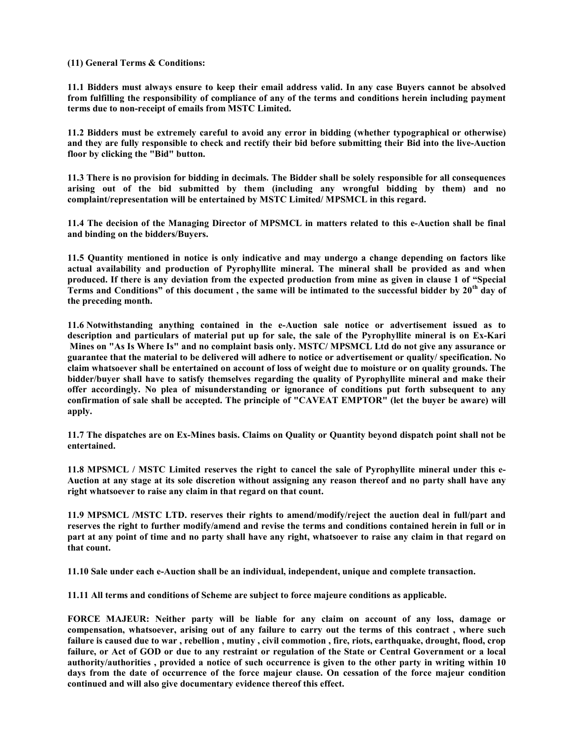**(11) General Terms & Conditions:**

**11.1 Bidders must always ensure to keep their email address valid. In any case Buyers cannot be absolved from fulfilling the responsibility of compliance of any of the terms and conditions herein including payment terms due to non-receipt of emails from MSTC Limited.**

**11.2 Bidders must be extremely careful to avoid any error in bidding (whether typographical or otherwise) and they are fully responsible to check and rectify their bid before submitting their Bid into the live-Auction floor by clicking the "Bid" button.**

**11.3 There is no provision for bidding in decimals. The Bidder shall be solely responsible for all consequences arising out of the bid submitted by them (including any wrongful bidding by them) and no complaint/representation will be entertained by MSTC Limited/ MPSMCL in this regard.**

**11.4 The decision of the Managing Director of MPSMCL in matters related to this e-Auction shall be final and binding on the bidders/Buyers.**

**11.5 Quantity mentioned in notice is only indicative and may undergo a change depending on factors like actual availability and production of Pyrophyllite mineral. The mineral shall be provided as and when produced. If there is any deviation from the expected production from mine as given in clause 1 of "Special Terms and Conditions" of this document , the same will be intimated to the successful bidder by 20th day of the preceding month.**

**11.6 Notwithstanding anything contained in the e-Auction sale notice or advertisement issued as to description and particulars of material put up for sale, the sale of the Pyrophyllite mineral is on Ex-Kari Mines on "As Is Where Is" and no complaint basis only. MSTC/ MPSMCL Ltd do not give any assurance or guarantee that the material to be delivered will adhere to notice or advertisement or quality/ specification. No claim whatsoever shall be entertained on account of loss of weight due to moisture or on quality grounds. The bidder/buyer shall have to satisfy themselves regarding the quality of Pyrophyllite mineral and make their offer accordingly. No plea of misunderstanding or ignorance of conditions put forth subsequent to any confirmation of sale shall be accepted. The principle of "CAVEAT EMPTOR" (let the buyer be aware) will apply.**

**11.7 The dispatches are on Ex-Mines basis. Claims on Quality or Quantity beyond dispatch point shall not be entertained.**

**11.8 MPSMCL / MSTC Limited reserves the right to cancel the sale of Pyrophyllite mineral under this e-Auction at any stage at its sole discretion without assigning any reason thereof and no party shall have any right whatsoever to raise any claim in that regard on that count.**

**11.9 MPSMCL /MSTC LTD. reserves their rights to amend/modify/reject the auction deal in full/part and reserves the right to further modify/amend and revise the terms and conditions contained herein in full or in part at any point of time and no party shall have any right, whatsoever to raise any claim in that regard on that count.**

**11.10 Sale under each e-Auction shall be an individual, independent, unique and complete transaction.**

**11.11 All terms and conditions of Scheme are subject to force majeure conditions as applicable.**

**FORCE MAJEUR: Neither party will be liable for any claim on account of any loss, damage or compensation, whatsoever, arising out of any failure to carry out the terms of this contract , where such failure is caused due to war , rebellion , mutiny , civil commotion , fire, riots, earthquake, drought, flood, crop failure, or Act of GOD or due to any restraint or regulation of the State or Central Government or a local authority/authorities , provided a notice of such occurrence is given to the other party in writing within 10 days from the date of occurrence of the force majeur clause. On cessation of the force majeur condition continued and will also give documentary evidence thereof this effect.**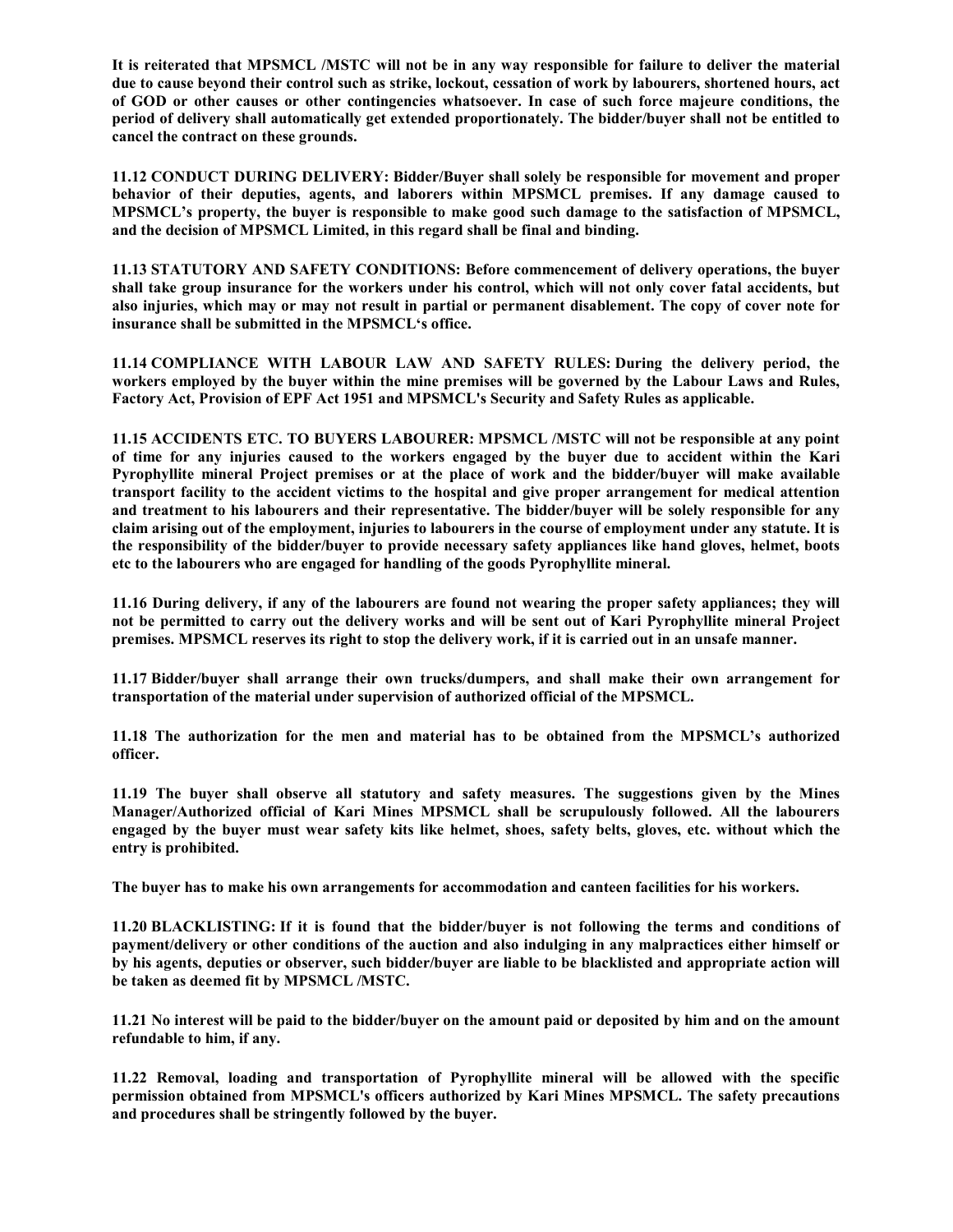**It is reiterated that MPSMCL /MSTC will not be in any way responsible for failure to deliver the material due to cause beyond their control such as strike, lockout, cessation of work by labourers, shortened hours, act of GOD or other causes or other contingencies whatsoever. In case of such force majeure conditions, the period of delivery shall automatically get extended proportionately. The bidder/buyer shall not be entitled to cancel the contract on these grounds.**

**11.12 CONDUCT DURING DELIVERY: Bidder/Buyer shall solely be responsible for movement and proper behavior of their deputies, agents, and laborers within MPSMCL premises. If any damage caused to MPSMCL's property, the buyer is responsible to make good such damage to the satisfaction of MPSMCL, and the decision of MPSMCL Limited, in this regard shall be final and binding.**

**11.13 STATUTORY AND SAFETY CONDITIONS: Before commencement of delivery operations, the buyer shall take group insurance for the workers under his control, which will not only cover fatal accidents, but also injuries, which may or may not result in partial or permanent disablement. The copy of cover note for insurance shall be submitted in the MPSMCL's office.**

**11.14 COMPLIANCE WITH LABOUR LAW AND SAFETY RULES: During the delivery period, the workers employed by the buyer within the mine premises will be governed by the Labour Laws and Rules, Factory Act, Provision of EPF Act 1951 and MPSMCL's Security and Safety Rules as applicable.**

**11.15 ACCIDENTS ETC. TO BUYERS LABOURER: MPSMCL /MSTC will not be responsible at any point of time for any injuries caused to the workers engaged by the buyer due to accident within the Kari Pyrophyllite mineral Project premises or at the place of work and the bidder/buyer will make available transport facility to the accident victims to the hospital and give proper arrangement for medical attention and treatment to his labourers and their representative. The bidder/buyer will be solely responsible for any claim arising out of the employment, injuries to labourers in the course of employment under any statute. It is the responsibility of the bidder/buyer to provide necessary safety appliances like hand gloves, helmet, boots etc to the labourers who are engaged for handling of the goods Pyrophyllite mineral.**

**11.16 During delivery, if any of the labourers are found not wearing the proper safety appliances; they will not be permitted to carry out the delivery works and will be sent out of Kari Pyrophyllite mineral Project premises. MPSMCL reserves its right to stop the delivery work, if it is carried out in an unsafe manner.**

**11.17 Bidder/buyer shall arrange their own trucks/dumpers, and shall make their own arrangement for transportation of the material under supervision of authorized official of the MPSMCL.**

**11.18 The authorization for the men and material has to be obtained from the MPSMCL's authorized officer.**

**11.19 The buyer shall observe all statutory and safety measures. The suggestions given by the Mines Manager/Authorized official of Kari Mines MPSMCL shall be scrupulously followed. All the labourers engaged by the buyer must wear safety kits like helmet, shoes, safety belts, gloves, etc. without which the entry is prohibited.**

**The buyer has to make his own arrangements for accommodation and canteen facilities for his workers.**

**11.20 BLACKLISTING: If it is found that the bidder/buyer is not following the terms and conditions of payment/delivery or other conditions of the auction and also indulging in any malpractices either himself or by his agents, deputies or observer, such bidder/buyer are liable to be blacklisted and appropriate action will be taken as deemed fit by MPSMCL /MSTC.**

**11.21 No interest will be paid to the bidder/buyer on the amount paid or deposited by him and on the amount refundable to him, if any.**

**11.22 Removal, loading and transportation of Pyrophyllite mineral will be allowed with the specific permission obtained from MPSMCL's officers authorized by Kari Mines MPSMCL. The safety precautions and procedures shall be stringently followed by the buyer.**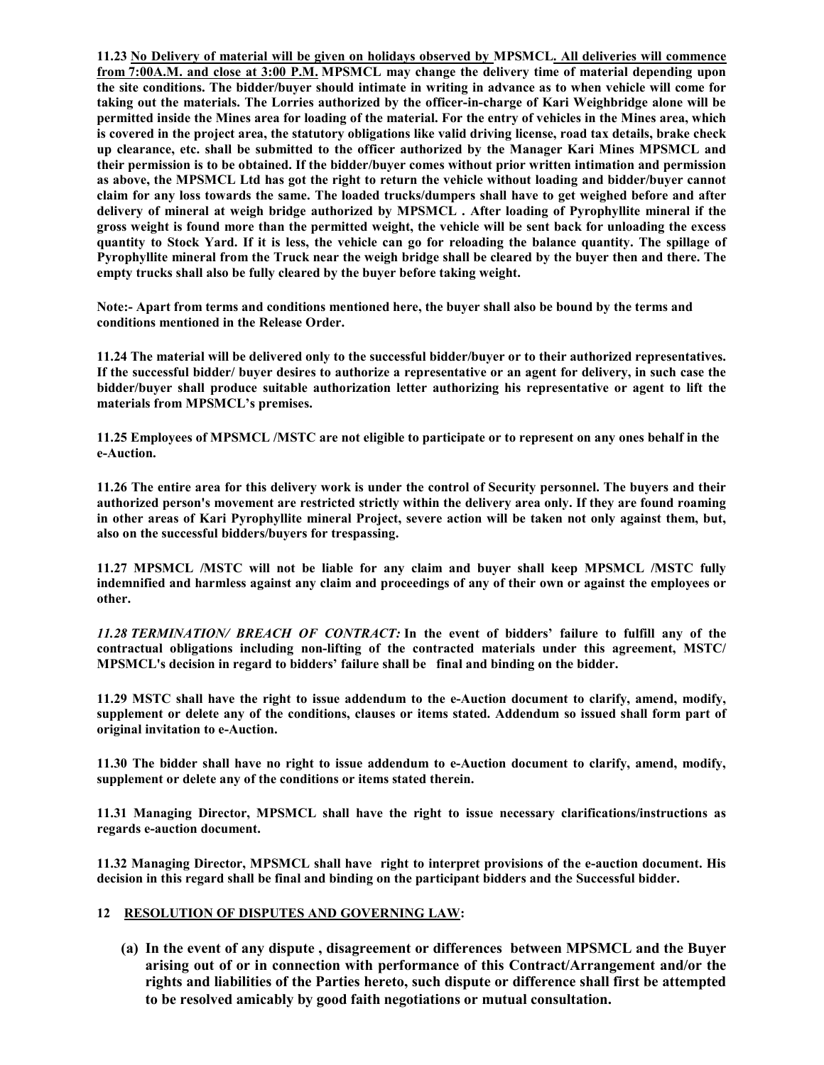**11.23 No Delivery of material will be given on holidays observed by MPSMCL. All deliveries will commence from 7:00A.M. and close at 3:00 P.M. MPSMCL may change the delivery time of material depending upon the site conditions. The bidder/buyer should intimate in writing in advance as to when vehicle will come for taking out the materials. The Lorries authorized by the officer-in-charge of Kari Weighbridge alone will be permitted inside the Mines area for loading of the material. For the entry of vehicles in the Mines area, which is covered in the project area, the statutory obligations like valid driving license, road tax details, brake check up clearance, etc. shall be submitted to the officer authorized by the Manager Kari Mines MPSMCL and their permission is to be obtained. If the bidder/buyer comes without prior written intimation and permission as above, the MPSMCL Ltd has got the right to return the vehicle without loading and bidder/buyer cannot claim for any loss towards the same. The loaded trucks/dumpers shall have to get weighed before and after delivery of mineral at weigh bridge authorized by MPSMCL . After loading of Pyrophyllite mineral if the gross weight is found more than the permitted weight, the vehicle will be sent back for unloading the excess quantity to Stock Yard. If it is less, the vehicle can go for reloading the balance quantity. The spillage of Pyrophyllite mineral from the Truck near the weigh bridge shall be cleared by the buyer then and there. The empty trucks shall also be fully cleared by the buyer before taking weight.**

**Note:- Apart from terms and conditions mentioned here, the buyer shall also be bound by the terms and conditions mentioned in the Release Order.**

**11.24 The material will be delivered only to the successful bidder/buyer or to their authorized representatives. If the successful bidder/ buyer desires to authorize a representative or an agent for delivery, in such case the bidder/buyer shall produce suitable authorization letter authorizing his representative or agent to lift the materials from MPSMCL's premises.**

**11.25 Employees of MPSMCL /MSTC are not eligible to participate or to represent on any ones behalf in the e-Auction.**

**11.26 The entire area for this delivery work is under the control of Security personnel. The buyers and their authorized person's movement are restricted strictly within the delivery area only. If they are found roaming in other areas of Kari Pyrophyllite mineral Project, severe action will be taken not only against them, but, also on the successful bidders/buyers for trespassing.**

**11.27 MPSMCL /MSTC will not be liable for any claim and buyer shall keep MPSMCL /MSTC fully indemnified and harmless against any claim and proceedings of any of their own or against the employees or other.**

***11.28 TERMINATION/ BREACH OF CONTRACT:*** **In the event of bidders' failure to fulfill any of the contractual obligations including non-lifting of the contracted materials under this agreement, MSTC/ MPSMCL's decision in regard to bidders' failure shall be final and binding on the bidder.**

**11.29 MSTC shall have the right to issue addendum to the e-Auction document to clarify, amend, modify, supplement or delete any of the conditions, clauses or items stated. Addendum so issued shall form part of original invitation to e-Auction.**

**11.30 The bidder shall have no right to issue addendum to e-Auction document to clarify, amend, modify, supplement or delete any of the conditions or items stated therein.**

**11.31 Managing Director, MPSMCL shall have the right to issue necessary clarifications/instructions as regards e-auction document.**

**11.32 Managing Director, MPSMCL shall have right to interpret provisions of the e-auction document. His decision in this regard shall be final and binding on the participant bidders and the Successful bidder.**

## 12 RESOLUTION OF DISPUTES AND GOVERNING LAW:

**(a) In the event of any dispute , disagreement or differences between MPSMCL and the Buyer arising out of or in connection with performance of this Contract/Arrangement and/or the rights and liabilities of the Parties hereto, such dispute or difference shall first be attempted to be resolved amicably by good faith negotiations or mutual consultation.**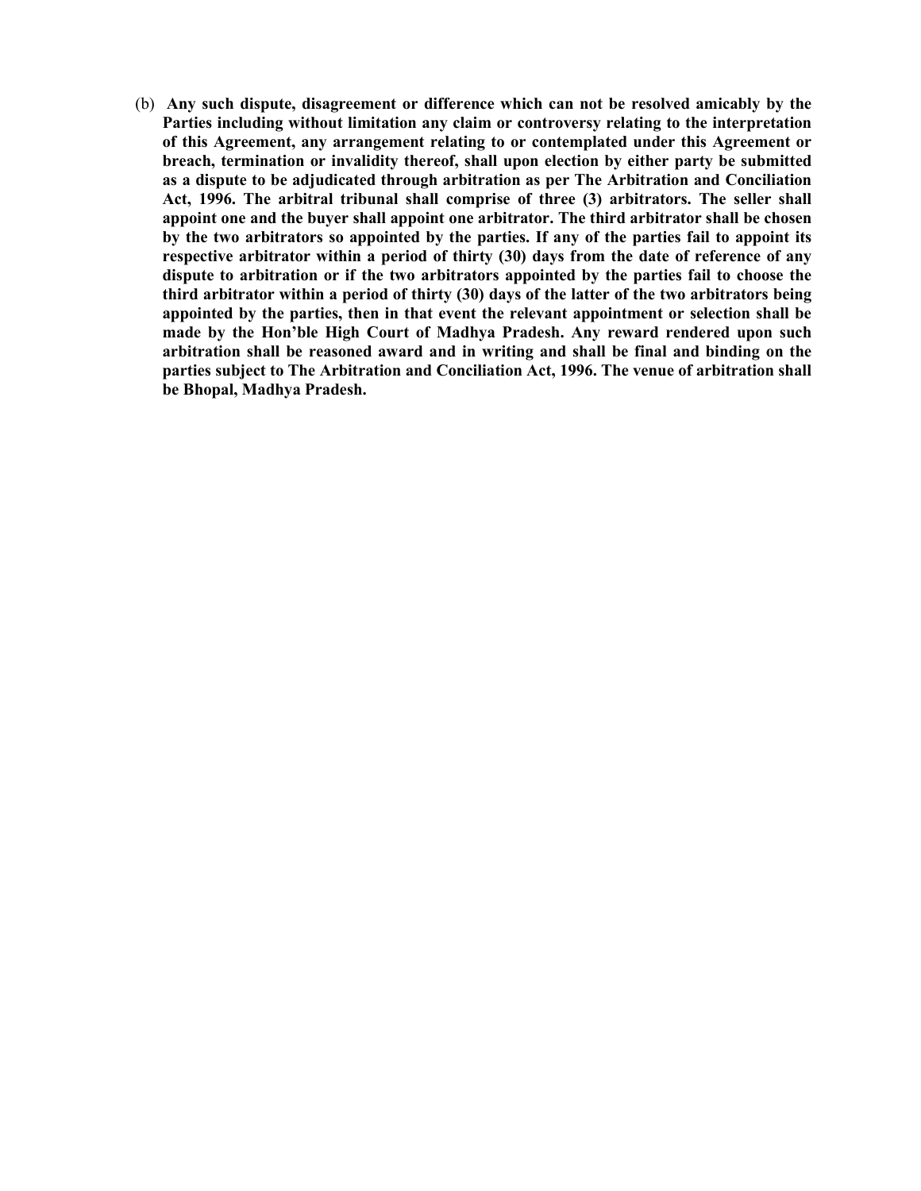(b) **Any such dispute, disagreement or difference which can not be resolved amicably by the Parties including without limitation any claim or controversy relating to the interpretation of this Agreement, any arrangement relating to or contemplated under this Agreement or breach, termination or invalidity thereof, shall upon election by either party be submitted as a dispute to be adjudicated through arbitration as per The Arbitration and Conciliation Act, 1996. The arbitral tribunal shall comprise of three (3) arbitrators. The seller shall appoint one and the buyer shall appoint one arbitrator. The third arbitrator shall be chosen by the two arbitrators so appointed by the parties. If any of the parties fail to appoint its respective arbitrator within a period of thirty (30) days from the date of reference of any dispute to arbitration or if the two arbitrators appointed by the parties fail to choose the third arbitrator within a period of thirty (30) days of the latter of the two arbitrators being appointed by the parties, then in that event the relevant appointment or selection shall be made by the Hon'ble High Court of Madhya Pradesh. Any reward rendered upon such arbitration shall be reasoned award and in writing and shall be final and binding on the parties subject to The Arbitration and Conciliation Act, 1996. The venue of arbitration shall be Bhopal, Madhya Pradesh.**